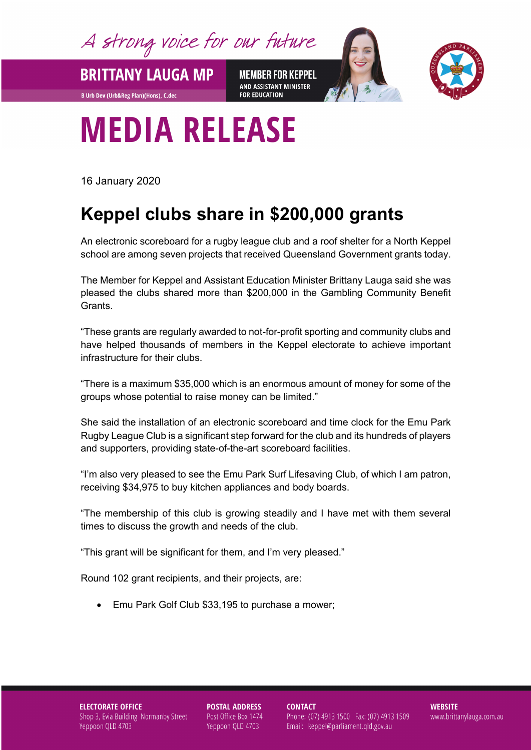A strong voice for our future

**BRITTANY LAUGA MP**

B Urb Dev (Urb&Reg Plan)(Hons), C.dec

**MEMBER FOR KEPPEL**
AND ASSISTANT MINISTER FOR EDUCATION

# MEDIA RELEASE

16 January 2020

## Keppel clubs share in $200,000 grants

An electronic scoreboard for a rugby league club and a roof shelter for a North Keppel school are among seven projects that received Queensland Government grants today.

The Member for Keppel and Assistant Education Minister Brittany Lauga said she was pleased the clubs shared more than $200,000 in the Gambling Community Benefit Grants.

"These grants are regularly awarded to not-for-profit sporting and community clubs and have helped thousands of members in the Keppel electorate to achieve important infrastructure for their clubs.

"There is a maximum $35,000 which is an enormous amount of money for some of the groups whose potential to raise money can be limited."

She said the installation of an electronic scoreboard and time clock for the Emu Park Rugby League Club is a significant step forward for the club and its hundreds of players and supporters, providing state-of-the-art scoreboard facilities.

"I'm also very pleased to see the Emu Park Surf Lifesaving Club, of which I am patron, receiving $34,975 to buy kitchen appliances and body boards.

"The membership of this club is growing steadily and I have met with them several times to discuss the growth and needs of the club.

"This grant will be significant for them, and I'm very pleased."

Round 102 grant recipients, and their projects, are:

- Emu Park Golf Club $33,195 to purchase a mower;

**ELECTORATE OFFICE**
Shop 3, Evia Building Normanby Street
Yeppoon QLD 4703

**POSTAL ADDRESS**
Post Office Box 1474
Yeppoon QLD 4703

**CONTACT**
Phone: (07) 4913 1500 Fax: (07) 4913 1509
Email: keppel@parliament.qld.gov.au

**WEBSITE**
www.brittanylauga.com.au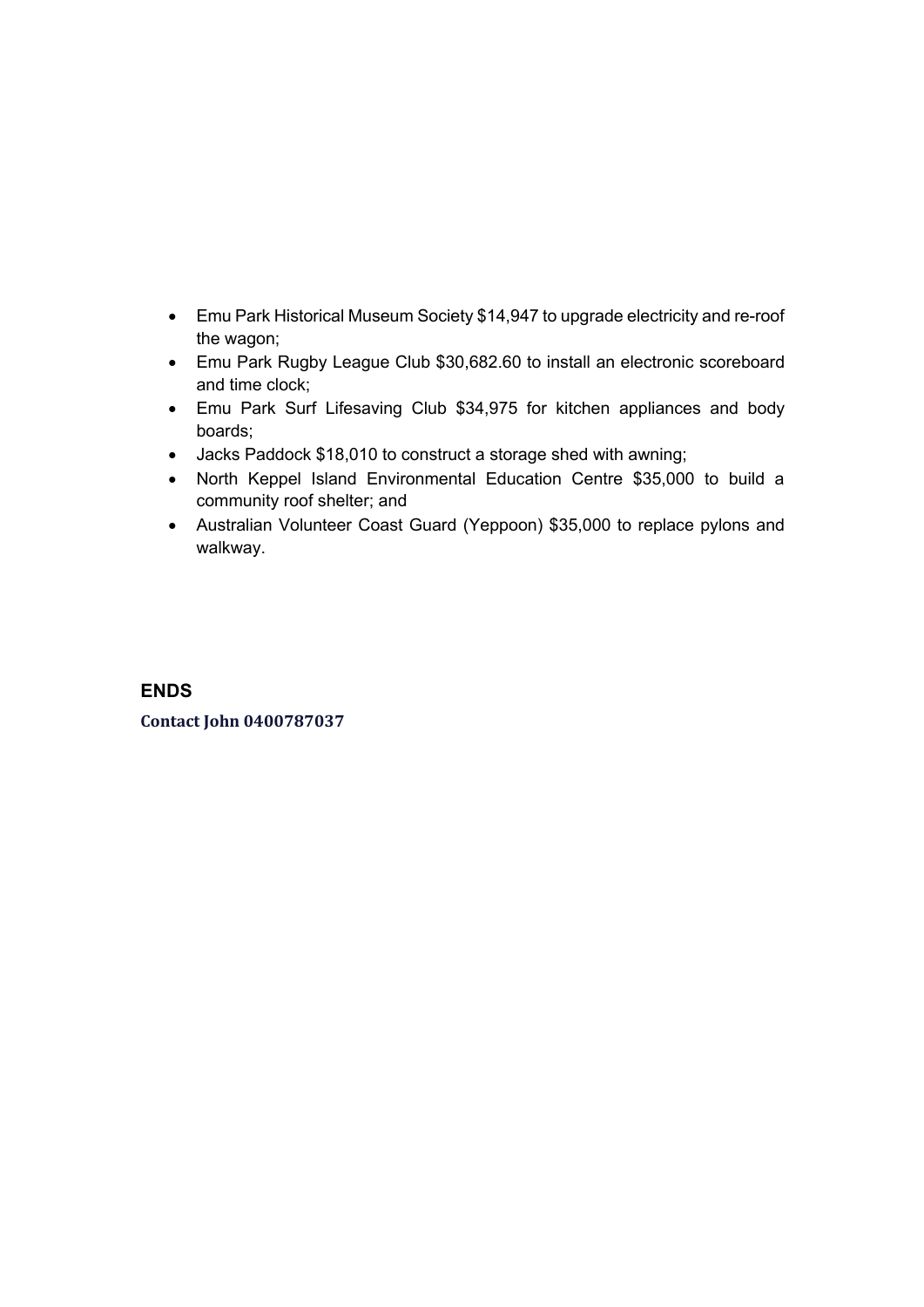- Emu Park Historical Museum Society $14,947 to upgrade electricity and re-roof the wagon;
- Emu Park Rugby League Club $30,682.60 to install an electronic scoreboard and time clock;
- Emu Park Surf Lifesaving Club $34,975 for kitchen appliances and body boards;
- Jacks Paddock $18,010 to construct a storage shed with awning;
- North Keppel Island Environmental Education Centre $35,000 to build a community roof shelter; and
- Australian Volunteer Coast Guard (Yeppoon) $35,000 to replace pylons and walkway.

**ENDS**

**Contact John 0400787037**